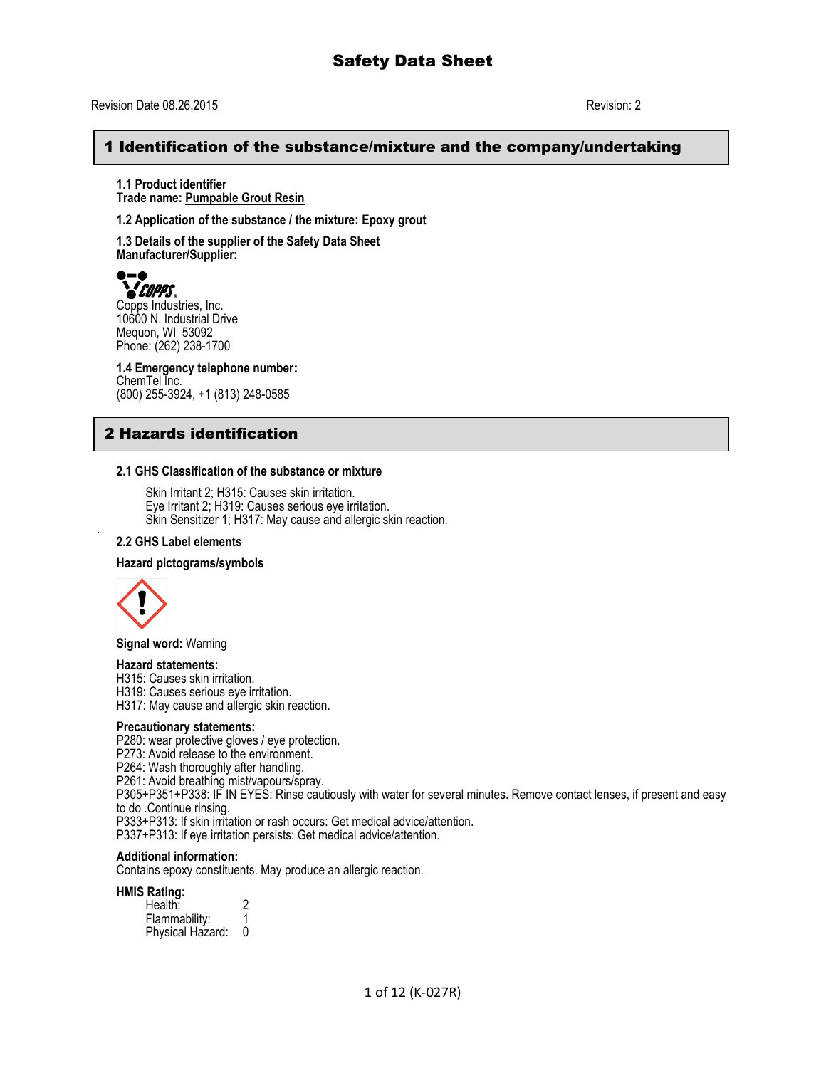# Safety Data Sheet

Revision Date 08.26.2015 Revision: 2

## 1 Identification of the substance/mixture and the company/undertaking

**1.1 Product identifier**
**Trade name: Pumpable Grout Resin**

**1.2 Application of the substance / the mixture: Epoxy grout**

**1.3 Details of the supplier of the Safety Data Sheet**
**Manufacturer/Supplier:**

Copps Industries, Inc.
10600 N. Industrial Drive
Mequon, WI 53092
Phone: (262) 238-1700

**1.4 Emergency telephone number:**
ChemTel Inc.
(800) 255-3924, +1 (813) 248-0585

## 2 Hazards identification

**2.1 GHS Classification of the substance or mixture**

Skin Irritant 2; H315: Causes skin irritation.
Eye Irritant 2; H319: Causes serious eye irritation.
Skin Sensitizer 1; H317: May cause and allergic skin reaction.

**2.2 GHS Label elements**

**Hazard pictograms/symbols**

**Signal word:** Warning

**Hazard statements:**
H315: Causes skin irritation.
H319: Causes serious eye irritation.
H317: May cause and allergic skin reaction.

**Precautionary statements:**
P280: wear protective gloves / eye protection.
P273: Avoid release to the environment.
P264: Wash thoroughly after handling.
P261: Avoid breathing mist/vapours/spray.
P305+P351+P338: IF IN EYES: Rinse cautiously with water for several minutes. Remove contact lenses, if present and easy to do .Continue rinsing.
P333+P313: If skin irritation or rash occurs: Get medical advice/attention.
P337+P313: If eye irritation persists: Get medical advice/attention.

**Additional information:**
Contains epoxy constituents. May produce an allergic reaction.

**HMIS Rating:**

| | |
|---|---|
| Health: | 2 |
| Flammability: | 1 |
| Physical Hazard: | 0 |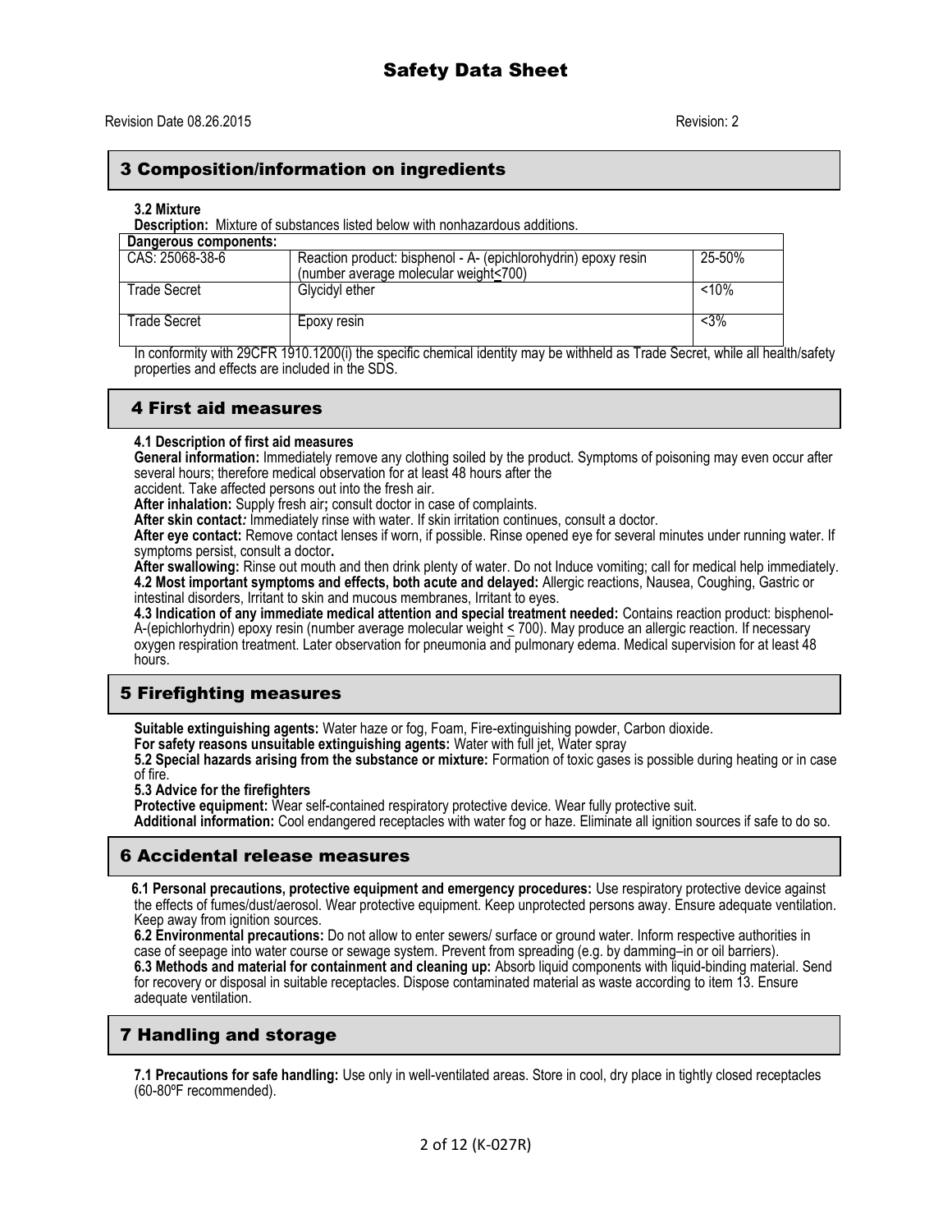# Safety Data Sheet

Revision Date 08.26.2015 Revision: 2

## 3 Composition/information on ingredients

**3.2 Mixture**

**Description:** Mixture of substances listed below with nonhazardous additions.

| Dangerous components: | | |
|---|---|---|
| CAS: 25068-38-6 | Reaction product: bisphenol - A- (epichlorohydrin) epoxy resin (number average molecular weight≤700) | 25-50% |
| Trade Secret | Glycidyl ether | <10% |
| Trade Secret | Epoxy resin | <3% |

In conformity with 29CFR 1910.1200(i) the specific chemical identity may be withheld as Trade Secret, while all health/safety properties and effects are included in the SDS.

## 4 First aid measures

**4.1 Description of first aid measures**

**General information:** Immediately remove any clothing soiled by the product. Symptoms of poisoning may even occur after several hours; therefore medical observation for at least 48 hours after the accident. Take affected persons out into the fresh air.

**After inhalation:** Supply fresh air**;** consult doctor in case of complaints.

**After skin contact***:* Immediately rinse with water. If skin irritation continues, consult a doctor.

**After eye contact:** Remove contact lenses if worn, if possible. Rinse opened eye for several minutes under running water. If symptoms persist, consult a doctor**.**

**After swallowing:** Rinse out mouth and then drink plenty of water. Do not Induce vomiting; call for medical help immediately.

**4.2 Most important symptoms and effects, both acute and delayed:** Allergic reactions, Nausea, Coughing, Gastric or intestinal disorders, Irritant to skin and mucous membranes, Irritant to eyes.

**4.3 Indication of any immediate medical attention and special treatment needed:** Contains reaction product: bisphenol-A-(epichlorhydrin) epoxy resin (number average molecular weight ≤ 700). May produce an allergic reaction. If necessary oxygen respiration treatment. Later observation for pneumonia and pulmonary edema. Medical supervision for at least 48 hours.

## 5 Firefighting measures

**Suitable extinguishing agents:** Water haze or fog, Foam, Fire-extinguishing powder, Carbon dioxide.

**For safety reasons unsuitable extinguishing agents:** Water with full jet, Water spray

**5.2 Special hazards arising from the substance or mixture:** Formation of toxic gases is possible during heating or in case of fire.

**5.3 Advice for the firefighters**

**Protective equipment:** Wear self-contained respiratory protective device. Wear fully protective suit.

**Additional information:** Cool endangered receptacles with water fog or haze. Eliminate all ignition sources if safe to do so.

## 6 Accidental release measures

**6.1 Personal precautions, protective equipment and emergency procedures:** Use respiratory protective device against the effects of fumes/dust/aerosol. Wear protective equipment. Keep unprotected persons away. Ensure adequate ventilation. Keep away from ignition sources.

**6.2 Environmental precautions:** Do not allow to enter sewers/ surface or ground water. Inform respective authorities in case of seepage into water course or sewage system. Prevent from spreading (e.g. by damming–in or oil barriers).

**6.3 Methods and material for containment and cleaning up:** Absorb liquid components with liquid-binding material. Send for recovery or disposal in suitable receptacles. Dispose contaminated material as waste according to item 13. Ensure adequate ventilation.

## 7 Handling and storage

**7.1 Precautions for safe handling:** Use only in well-ventilated areas. Store in cool, dry place in tightly closed receptacles (60-80ºF recommended).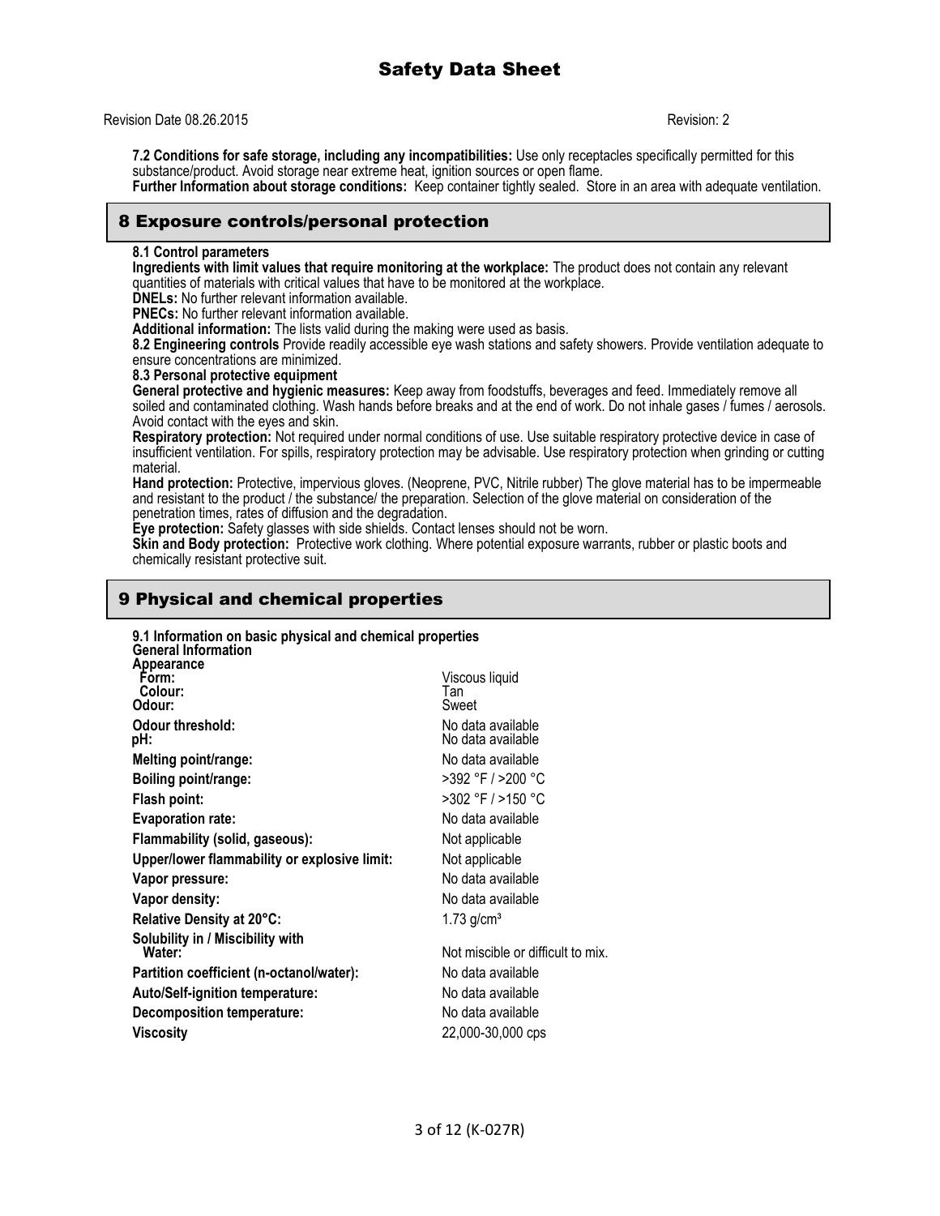# Safety Data Sheet

Revision Date 08.26.2015 Revision: 2

**7.2 Conditions for safe storage, including any incompatibilities:** Use only receptacles specifically permitted for this substance/product. Avoid storage near extreme heat, ignition sources or open flame.
**Further Information about storage conditions:** Keep container tightly sealed. Store in an area with adequate ventilation.

## 8 Exposure controls/personal protection

**8.1 Control parameters**
**Ingredients with limit values that require monitoring at the workplace:** The product does not contain any relevant quantities of materials with critical values that have to be monitored at the workplace.
**DNELs:** No further relevant information available.
**PNECs:** No further relevant information available.
**Additional information:** The lists valid during the making were used as basis.
**8.2 Engineering controls** Provide readily accessible eye wash stations and safety showers. Provide ventilation adequate to ensure concentrations are minimized.
**8.3 Personal protective equipment**
**General protective and hygienic measures:** Keep away from foodstuffs, beverages and feed. Immediately remove all soiled and contaminated clothing. Wash hands before breaks and at the end of work. Do not inhale gases / fumes / aerosols. Avoid contact with the eyes and skin.
**Respiratory protection:** Not required under normal conditions of use. Use suitable respiratory protective device in case of insufficient ventilation. For spills, respiratory protection may be advisable. Use respiratory protection when grinding or cutting material.
**Hand protection:** Protective, impervious gloves. (Neoprene, PVC, Nitrile rubber) The glove material has to be impermeable and resistant to the product / the substance/ the preparation. Selection of the glove material on consideration of the penetration times, rates of diffusion and the degradation.
**Eye protection:** Safety glasses with side shields. Contact lenses should not be worn.
**Skin and Body protection:** Protective work clothing. Where potential exposure warrants, rubber or plastic boots and chemically resistant protective suit.

## 9 Physical and chemical properties

**9.1 Information on basic physical and chemical properties**
**General Information**
**Appearance**

| | |
|---|---|
| **Form:** | Viscous liquid |
| **Colour:** | Tan |
| **Odour:** | Sweet |
| **Odour threshold:** | No data available |
| **pH:** | No data available |
| **Melting point/range:** | No data available |
| **Boiling point/range:** | >392 °F / >200 °C |
| **Flash point:** | >302 °F / >150 °C |
| **Evaporation rate:** | No data available |
| **Flammability (solid, gaseous):** | Not applicable |
| **Upper/lower flammability or explosive limit:** | Not applicable |
| **Vapor pressure:** | No data available |
| **Vapor density:** | No data available |
| **Relative Density at 20°C:** | 1.73 g/cm³ |
| **Solubility in / Miscibility with Water:** | Not miscible or difficult to mix. |
| **Partition coefficient (n-octanol/water):** | No data available |
| **Auto/Self-ignition temperature:** | No data available |
| **Decomposition temperature:** | No data available |
| **Viscosity** | 22,000-30,000 cps |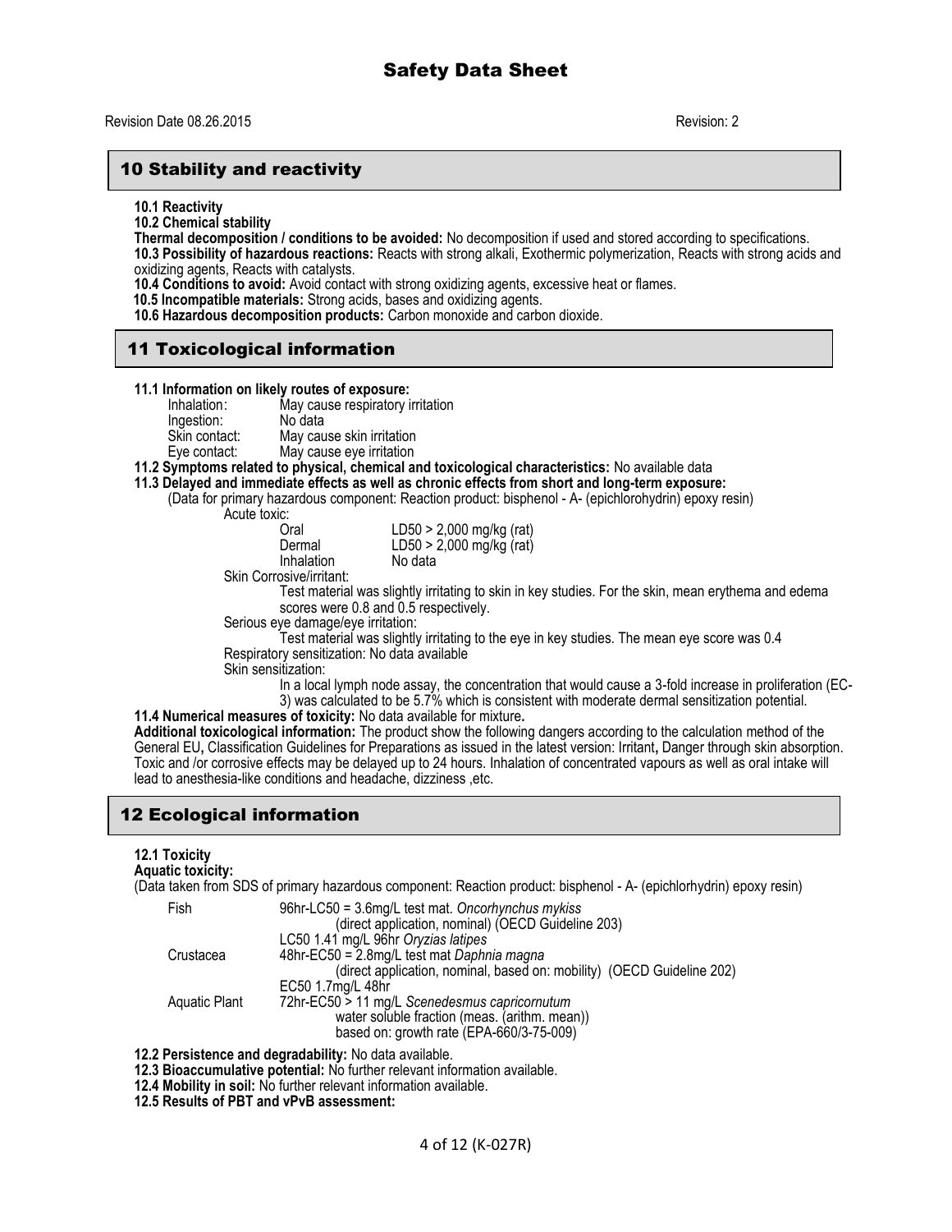## 10 Stability and reactivity

**10.1 Reactivity**

**10.2 Chemical stability**

**Thermal decomposition / conditions to be avoided:** No decomposition if used and stored according to specifications.

**10.3 Possibility of hazardous reactions:** Reacts with strong alkali, Exothermic polymerization, Reacts with strong acids and oxidizing agents, Reacts with catalysts.

**10.4 Conditions to avoid:** Avoid contact with strong oxidizing agents, excessive heat or flames.

**10.5 Incompatible materials:** Strong acids, bases and oxidizing agents.

**10.6 Hazardous decomposition products:** Carbon monoxide and carbon dioxide.

## 11 Toxicological information

**11.1 Information on likely routes of exposure:**

| | |
|---|---|
| Inhalation: | May cause respiratory irritation |
| Ingestion: | No data |
| Skin contact: | May cause skin irritation |
| Eye contact: | May cause eye irritation |

**11.2 Symptoms related to physical, chemical and toxicological characteristics:** No available data

**11.3 Delayed and immediate effects as well as chronic effects from short and long-term exposure:**

(Data for primary hazardous component: Reaction product: bisphenol - A- (epichlorohydrin) epoxy resin)

Acute toxic:

| | |
|---|---|
| Oral | LD50 > 2,000 mg/kg (rat) |
| Dermal | LD50 > 2,000 mg/kg (rat) |
| Inhalation | No data |

Skin Corrosive/irritant:

Test material was slightly irritating to skin in key studies. For the skin, mean erythema and edema scores were 0.8 and 0.5 respectively.

Serious eye damage/eye irritation:

Test material was slightly irritating to the eye in key studies. The mean eye score was 0.4

Respiratory sensitization: No data available

Skin sensitization:

In a local lymph node assay, the concentration that would cause a 3-fold increase in proliferation (EC-3) was calculated to be 5.7% which is consistent with moderate dermal sensitization potential.

**11.4 Numerical measures of toxicity:** No data available for mixture**.**

**Additional toxicological information:** The product show the following dangers according to the calculation method of the General EU**,** Classification Guidelines for Preparations as issued in the latest version: Irritant**,** Danger through skin absorption. Toxic and /or corrosive effects may be delayed up to 24 hours. Inhalation of concentrated vapours as well as oral intake will lead to anesthesia-like conditions and headache, dizziness ,etc.

## 12 Ecological information

**12.1 Toxicity**

**Aquatic toxicity:**

(Data taken from SDS of primary hazardous component: Reaction product: bisphenol - A- (epichlorhydrin) epoxy resin)

| | |
|---|---|
| Fish | 96hr-LC50 = 3.6mg/L test mat. *Oncorhynchus mykiss* (direct application, nominal) (OECD Guideline 203) |
| | LC50 1.41 mg/L 96hr *Oryzias latipes* |
| Crustacea | 48hr-EC50 = 2.8mg/L test mat *Daphnia magna* (direct application, nominal, based on: mobility) (OECD Guideline 202) |
| | EC50 1.7mg/L 48hr |
| Aquatic Plant | 72hr-EC50 > 11 mg/L *Scenedesmus capricornutum* water soluble fraction (meas. (arithm. mean)) based on: growth rate (EPA-660/3-75-009) |

**12.2 Persistence and degradability:** No data available.

**12.3 Bioaccumulative potential:** No further relevant information available.

**12.4 Mobility in soil:** No further relevant information available.

**12.5 Results of PBT and vPvB assessment:**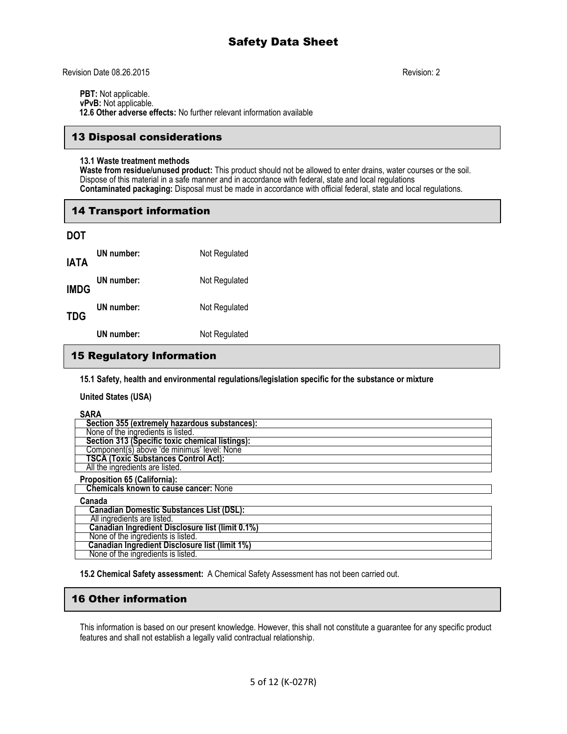**PBT:** Not applicable.
**vPvB:** Not applicable.
**12.6 Other adverse effects:** No further relevant information available

## 13 Disposal considerations

**13.1 Waste treatment methods**
**Waste from residue/unused product:** This product should not be allowed to enter drains, water courses or the soil. Dispose of this material in a safe manner and in accordance with federal, state and local regulations
**Contaminated packaging:** Disposal must be made in accordance with official federal, state and local regulations.

## 14 Transport information

**DOT**

| | | |
|---|---|---|
| | **UN number:** | Not Regulated |

**IATA**

| | | |
|---|---|---|
| | **UN number:** | Not Regulated |

**IMDG**

| | | |
|---|---|---|
| | **UN number:** | Not Regulated |

**TDG**

| | | |
|---|---|---|
| | **UN number:** | Not Regulated |

## 15 Regulatory Information

**15.1 Safety, health and environmental regulations/legislation specific for the substance or mixture**

**United States (USA)**

**SARA**

| |
|---|
| **Section 355 (extremely hazardous substances):** |
| None of the ingredients is listed. |
| **Section 313 (Specific toxic chemical listings):** |
| Component(s) above 'de minimus' level: None |
| **TSCA (Toxic Substances Control Act):** |
| All the ingredients are listed. |

**Proposition 65 (California):**

| |
|---|
| **Chemicals known to cause cancer:** None |

**Canada**

| |
|---|
| **Canadian Domestic Substances List (DSL):** |
| All ingredients are listed. |
| **Canadian Ingredient Disclosure list (limit 0.1%)** |
| None of the ingredients is listed. |
| **Canadian Ingredient Disclosure list (limit 1%)** |
| None of the ingredients is listed. |

**15.2 Chemical Safety assessment:** A Chemical Safety Assessment has not been carried out.

## 16 Other information

This information is based on our present knowledge. However, this shall not constitute a guarantee for any specific product features and shall not establish a legally valid contractual relationship.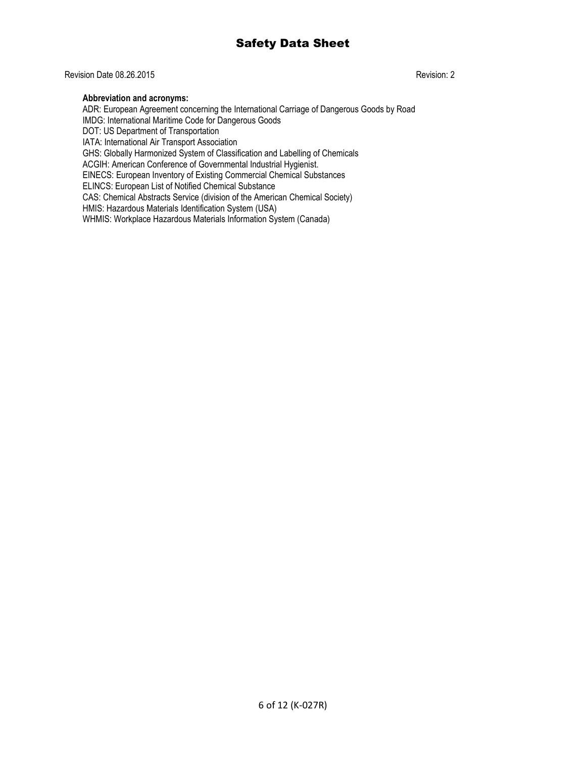**Abbreviation and acronyms:**

ADR: European Agreement concerning the International Carriage of Dangerous Goods by Road
IMDG: International Maritime Code for Dangerous Goods
DOT: US Department of Transportation
IATA: International Air Transport Association
GHS: Globally Harmonized System of Classification and Labelling of Chemicals
ACGIH: American Conference of Governmental Industrial Hygienist.
EINECS: European Inventory of Existing Commercial Chemical Substances
ELINCS: European List of Notified Chemical Substance
CAS: Chemical Abstracts Service (division of the American Chemical Society)
HMIS: Hazardous Materials Identification System (USA)
WHMIS: Workplace Hazardous Materials Information System (Canada)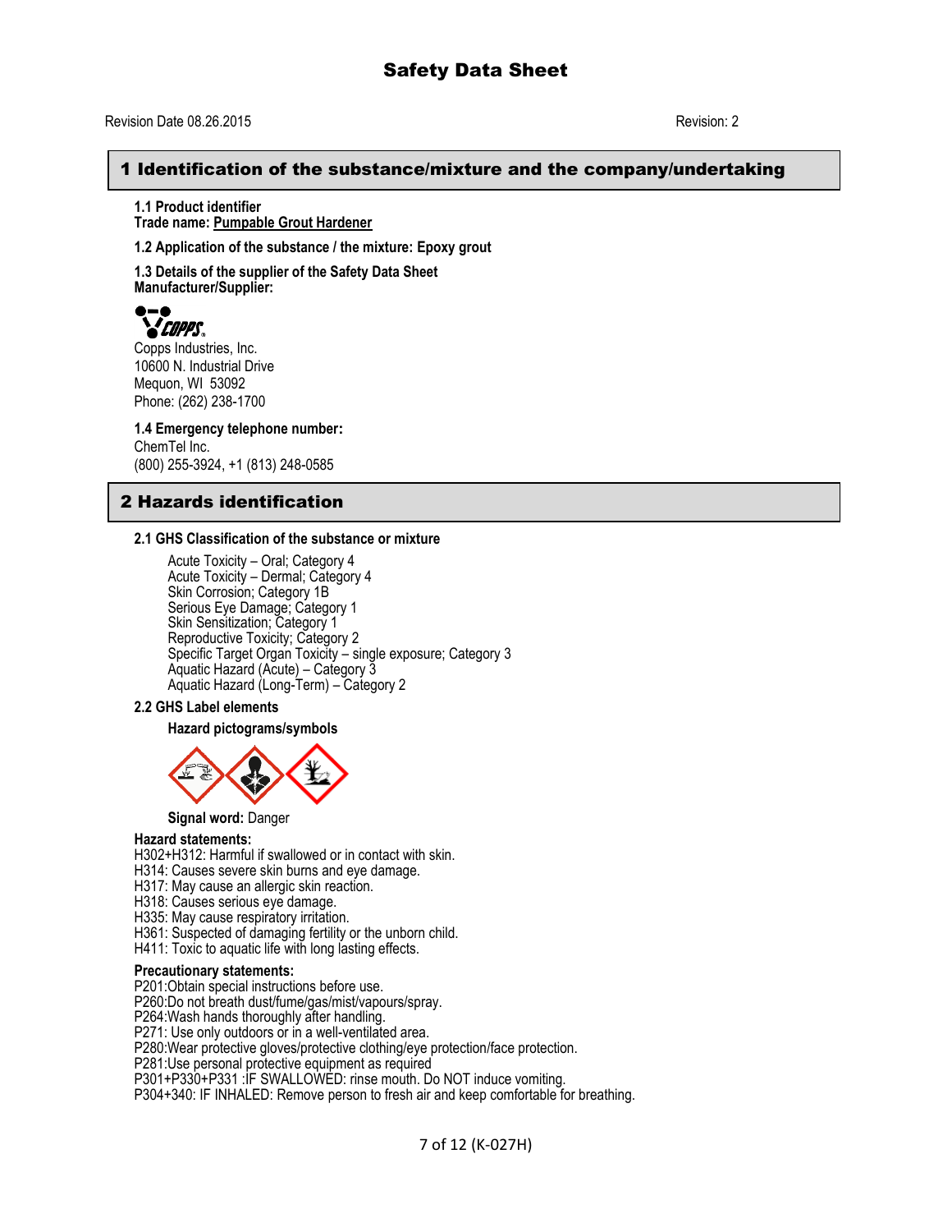# Safety Data Sheet

Revision Date 08.26.2015 Revision: 2

## 1 Identification of the substance/mixture and the company/undertaking

**1.1 Product identifier**
**Trade name: Pumpable Grout Hardener**

**1.2 Application of the substance / the mixture: Epoxy grout**

**1.3 Details of the supplier of the Safety Data Sheet**
**Manufacturer/Supplier:**

COPPS

Copps Industries, Inc.
10600 N. Industrial Drive
Mequon, WI 53092
Phone: (262) 238-1700

**1.4 Emergency telephone number:**
ChemTel Inc.
(800) 255-3924, +1 (813) 248-0585

## 2 Hazards identification

**2.1 GHS Classification of the substance or mixture**

Acute Toxicity – Oral; Category 4
Acute Toxicity – Dermal; Category 4
Skin Corrosion; Category 1B
Serious Eye Damage; Category 1
Skin Sensitization; Category 1
Reproductive Toxicity; Category 2
Specific Target Organ Toxicity – single exposure; Category 3
Aquatic Hazard (Acute) – Category 3
Aquatic Hazard (Long-Term) – Category 2

**2.2 GHS Label elements**

**Hazard pictograms/symbols**

**Signal word:** Danger

**Hazard statements:**
H302+H312: Harmful if swallowed or in contact with skin.
H314: Causes severe skin burns and eye damage.
H317: May cause an allergic skin reaction.
H318: Causes serious eye damage.
H335: May cause respiratory irritation.
H361: Suspected of damaging fertility or the unborn child.
H411: Toxic to aquatic life with long lasting effects.

**Precautionary statements:**
P201:Obtain special instructions before use.
P260:Do not breath dust/fume/gas/mist/vapours/spray.
P264:Wash hands thoroughly after handling.
P271: Use only outdoors or in a well-ventilated area.
P280:Wear protective gloves/protective clothing/eye protection/face protection.
P281:Use personal protective equipment as required
P301+P330+P331 :IF SWALLOWED: rinse mouth. Do NOT induce vomiting.
P304+340: IF INHALED: Remove person to fresh air and keep comfortable for breathing.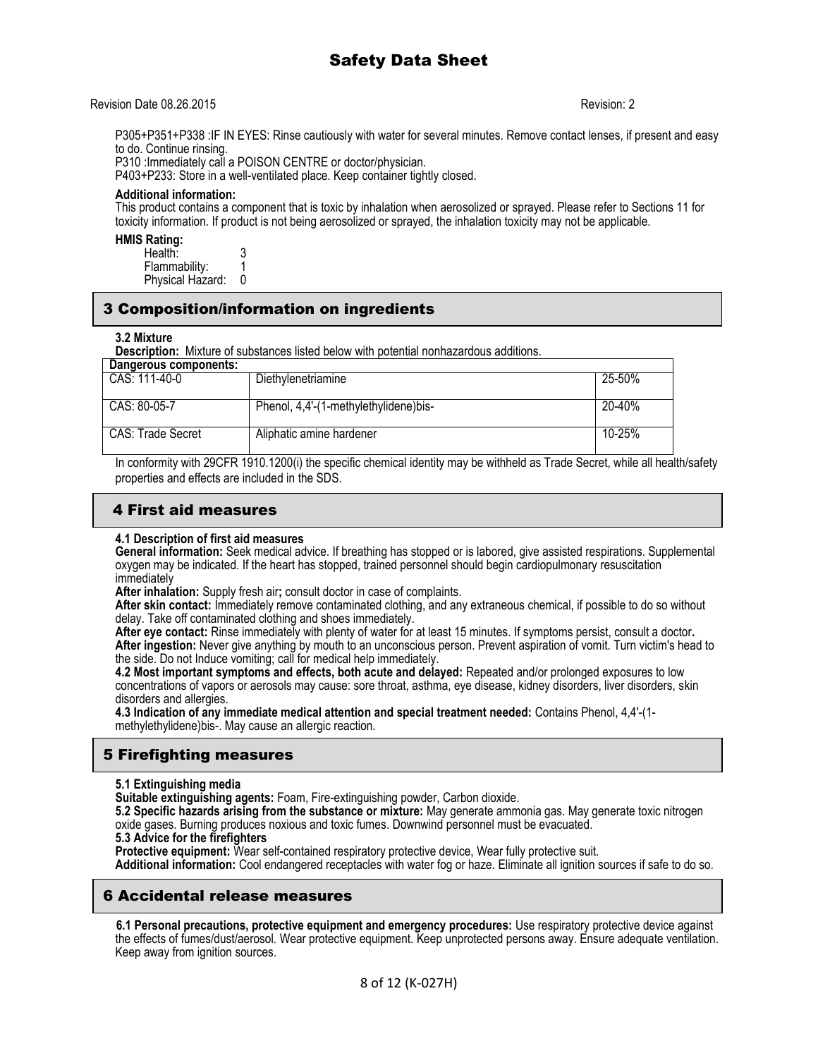P305+P351+P338 :IF IN EYES: Rinse cautiously with water for several minutes. Remove contact lenses, if present and easy to do. Continue rinsing.
P310 :Immediately call a POISON CENTRE or doctor/physician.
P403+P233: Store in a well-ventilated place. Keep container tightly closed.

**Additional information:**
This product contains a component that is toxic by inhalation when aerosolized or sprayed. Please refer to Sections 11 for toxicity information. If product is not being aerosolized or sprayed, the inhalation toxicity may not be applicable.

**HMIS Rating:**

| | |
|---|---|
| Health: | 3 |
| Flammability: | 1 |
| Physical Hazard: | 0 |

## 3 Composition/information on ingredients

**3.2 Mixture**

**Description:** Mixture of substances listed below with potential nonhazardous additions.

| Dangerous components: | | |
|---|---|---|
| CAS: 111-40-0 | Diethylenetriamine | 25-50% |
| CAS: 80-05-7 | Phenol, 4,4'-(1-methylethylidene)bis- | 20-40% |
| CAS: Trade Secret | Aliphatic amine hardener | 10-25% |

In conformity with 29CFR 1910.1200(i) the specific chemical identity may be withheld as Trade Secret, while all health/safety properties and effects are included in the SDS.

## 4 First aid measures

**4.1 Description of first aid measures**

**General information:** Seek medical advice. If breathing has stopped or is labored, give assisted respirations. Supplemental oxygen may be indicated. If the heart has stopped, trained personnel should begin cardiopulmonary resuscitation immediately

**After inhalation:** Supply fresh air**;** consult doctor in case of complaints.

**After skin contact:** Immediately remove contaminated clothing, and any extraneous chemical, if possible to do so without delay. Take off contaminated clothing and shoes immediately.

**After eye contact:** Rinse immediately with plenty of water for at least 15 minutes. If symptoms persist, consult a doctor**.**

**After ingestion:** Never give anything by mouth to an unconscious person. Prevent aspiration of vomit. Turn victim's head to the side. Do not Induce vomiting; call for medical help immediately.

**4.2 Most important symptoms and effects, both acute and delayed:** Repeated and/or prolonged exposures to low concentrations of vapors or aerosols may cause: sore throat, asthma, eye disease, kidney disorders, liver disorders, skin disorders and allergies.

**4.3 Indication of any immediate medical attention and special treatment needed:** Contains Phenol, 4,4'-(1-methylethylidene)bis-. May cause an allergic reaction.

## 5 Firefighting measures

**5.1 Extinguishing media**

**Suitable extinguishing agents:** Foam, Fire-extinguishing powder, Carbon dioxide.

**5.2 Specific hazards arising from the substance or mixture:** May generate ammonia gas. May generate toxic nitrogen oxide gases. Burning produces noxious and toxic fumes. Downwind personnel must be evacuated.

**5.3 Advice for the firefighters**

**Protective equipment:** Wear self-contained respiratory protective device, Wear fully protective suit.

**Additional information:** Cool endangered receptacles with water fog or haze. Eliminate all ignition sources if safe to do so.

## 6 Accidental release measures

**6.1 Personal precautions, protective equipment and emergency procedures:** Use respiratory protective device against the effects of fumes/dust/aerosol. Wear protective equipment. Keep unprotected persons away. Ensure adequate ventilation. Keep away from ignition sources.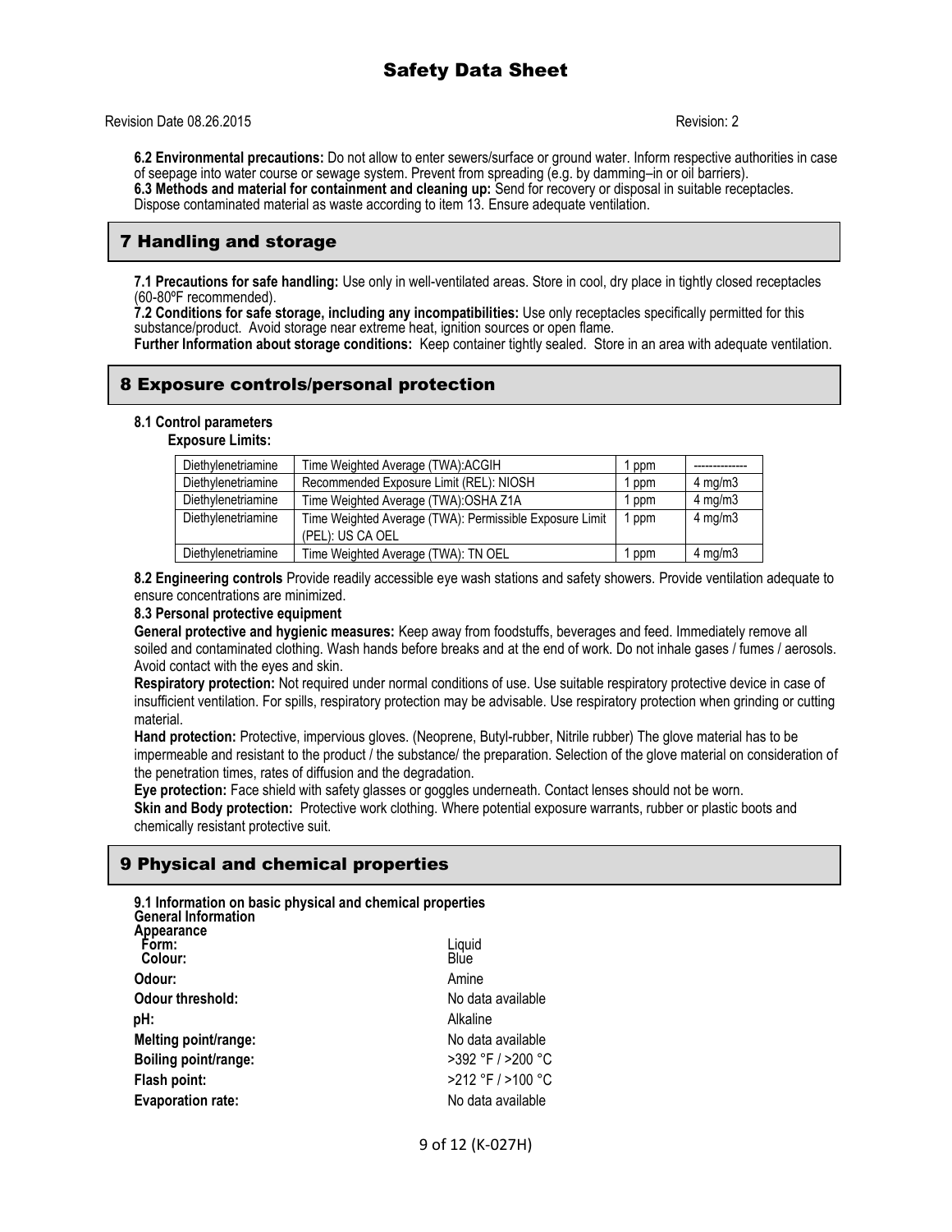**6.2 Environmental precautions:** Do not allow to enter sewers/surface or ground water. Inform respective authorities in case of seepage into water course or sewage system. Prevent from spreading (e.g. by damming–in or oil barriers).
**6.3 Methods and material for containment and cleaning up:** Send for recovery or disposal in suitable receptacles. Dispose contaminated material as waste according to item 13. Ensure adequate ventilation.

## 7 Handling and storage

**7.1 Precautions for safe handling:** Use only in well-ventilated areas. Store in cool, dry place in tightly closed receptacles (60-80ºF recommended).
**7.2 Conditions for safe storage, including any incompatibilities:** Use only receptacles specifically permitted for this substance/product. Avoid storage near extreme heat, ignition sources or open flame.
**Further Information about storage conditions:** Keep container tightly sealed. Store in an area with adequate ventilation.

## 8 Exposure controls/personal protection

**8.1 Control parameters**
**Exposure Limits:**

| | | | |
|---|---|---|---|
| Diethylenetriamine | Time Weighted Average (TWA):ACGIH | 1 ppm | ------------- |
| Diethylenetriamine | Recommended Exposure Limit (REL): NIOSH | 1 ppm | 4 mg/m3 |
| Diethylenetriamine | Time Weighted Average (TWA):OSHA Z1A | 1 ppm | 4 mg/m3 |
| Diethylenetriamine | Time Weighted Average (TWA): Permissible Exposure Limit (PEL): US CA OEL | 1 ppm | 4 mg/m3 |
| Diethylenetriamine | Time Weighted Average (TWA): TN OEL | 1 ppm | 4 mg/m3 |

**8.2 Engineering controls** Provide readily accessible eye wash stations and safety showers. Provide ventilation adequate to ensure concentrations are minimized.
**8.3 Personal protective equipment**
**General protective and hygienic measures:** Keep away from foodstuffs, beverages and feed. Immediately remove all soiled and contaminated clothing. Wash hands before breaks and at the end of work. Do not inhale gases / fumes / aerosols. Avoid contact with the eyes and skin.
**Respiratory protection:** Not required under normal conditions of use. Use suitable respiratory protective device in case of insufficient ventilation. For spills, respiratory protection may be advisable. Use respiratory protection when grinding or cutting material.
**Hand protection:** Protective, impervious gloves. (Neoprene, Butyl-rubber, Nitrile rubber) The glove material has to be impermeable and resistant to the product / the substance/ the preparation. Selection of the glove material on consideration of the penetration times, rates of diffusion and the degradation.
**Eye protection:** Face shield with safety glasses or goggles underneath. Contact lenses should not be worn.
**Skin and Body protection:** Protective work clothing. Where potential exposure warrants, rubber or plastic boots and chemically resistant protective suit.

## 9 Physical and chemical properties

**9.1 Information on basic physical and chemical properties**
**General Information**
**Appearance**

| | |
|---|---|
| **Form:** | Liquid |
| **Colour:** | Blue |
| **Odour:** | Amine |
| **Odour threshold:** | No data available |
| **pH:** | Alkaline |
| **Melting point/range:** | No data available |
| **Boiling point/range:** | >392 °F / >200 °C |
| **Flash point:** | >212 °F / >100 °C |
| **Evaporation rate:** | No data available |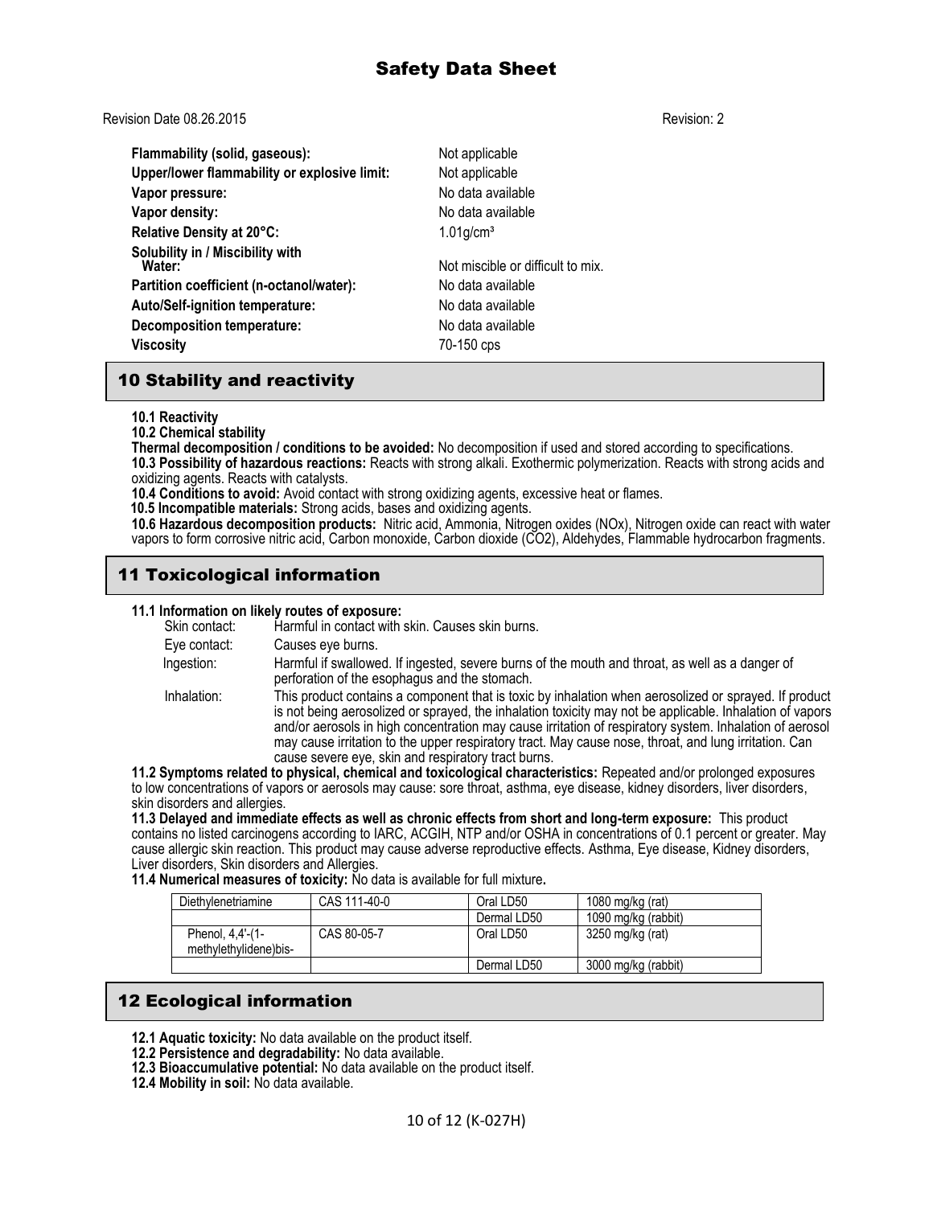| | |
|---|---|
| **Flammability (solid, gaseous):** | Not applicable |
| **Upper/lower flammability or explosive limit:** | Not applicable |
| **Vapor pressure:** | No data available |
| **Vapor density:** | No data available |
| **Relative Density at 20°C:** | $1.01 g/cm^3$ |
| **Solubility in / Miscibility with Water:** | Not miscible or difficult to mix. |
| **Partition coefficient (n-octanol/water):** | No data available |
| **Auto/Self-ignition temperature:** | No data available |
| **Decomposition temperature:** | No data available |
| **Viscosity** | 70-150 cps |

## 10 Stability and reactivity

**10.1 Reactivity**

**10.2 Chemical stability**

**Thermal decomposition / conditions to be avoided:** No decomposition if used and stored according to specifications.

**10.3 Possibility of hazardous reactions:** Reacts with strong alkali. Exothermic polymerization. Reacts with strong acids and oxidizing agents. Reacts with catalysts.

**10.4 Conditions to avoid:** Avoid contact with strong oxidizing agents, excessive heat or flames.

**10.5 Incompatible materials:** Strong acids, bases and oxidizing agents.

**10.6 Hazardous decomposition products:** Nitric acid, Ammonia, Nitrogen oxides (NOx), Nitrogen oxide can react with water vapors to form corrosive nitric acid, Carbon monoxide, Carbon dioxide ($CO_2$), Aldehydes, Flammable hydrocarbon fragments.

## 11 Toxicological information

**11.1 Information on likely routes of exposure:**

- Skin contact: Harmful in contact with skin. Causes skin burns.
- Eye contact: Causes eye burns.
- Ingestion: Harmful if swallowed. If ingested, severe burns of the mouth and throat, as well as a danger of perforation of the esophagus and the stomach.
- Inhalation: This product contains a component that is toxic by inhalation when aerosolized or sprayed. If product is not being aerosolized or sprayed, the inhalation toxicity may not be applicable. Inhalation of vapors and/or aerosols in high concentration may cause irritation of respiratory system. Inhalation of aerosol may cause irritation to the upper respiratory tract. May cause nose, throat, and lung irritation. Can cause severe eye, skin and respiratory tract burns.

**11.2 Symptoms related to physical, chemical and toxicological characteristics:** Repeated and/or prolonged exposures to low concentrations of vapors or aerosols may cause: sore throat, asthma, eye disease, kidney disorders, liver disorders, skin disorders and allergies.

**11.3 Delayed and immediate effects as well as chronic effects from short and long-term exposure:** This product contains no listed carcinogens according to IARC, ACGIH, NTP and/or OSHA in concentrations of 0.1 percent or greater. May cause allergic skin reaction. This product may cause adverse reproductive effects. Asthma, Eye disease, Kidney disorders, Liver disorders, Skin disorders and Allergies.

**11.4 Numerical measures of toxicity:** No data is available for full mixture**.**

| Diethylenetriamine | CAS 111-40-0 | Oral LD50 | 1080 mg/kg (rat) |
|---|---|---|---|
| | | Dermal LD50 | 1090 mg/kg (rabbit) |
| Phenol, 4,4'-(1-methylethylidene)bis- | CAS 80-05-7 | Oral LD50 | 3250 mg/kg (rat) |
| | | Dermal LD50 | 3000 mg/kg (rabbit) |

## 12 Ecological information

**12.1 Aquatic toxicity:** No data available on the product itself.

**12.2 Persistence and degradability:** No data available.

**12.3 Bioaccumulative potential:** No data available on the product itself.

**12.4 Mobility in soil:** No data available.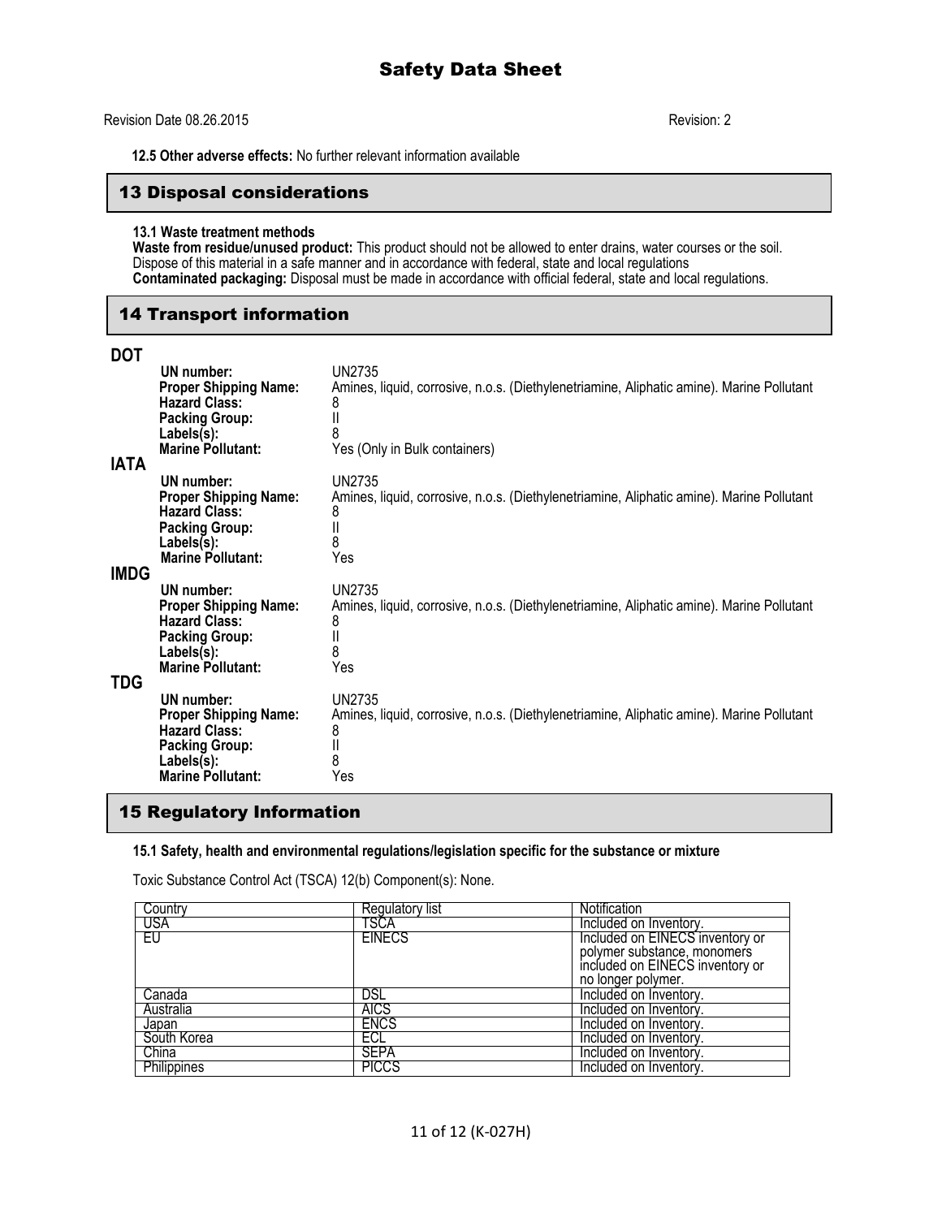**12.5 Other adverse effects:** No further relevant information available

## 13 Disposal considerations

**13.1 Waste treatment methods**

**Waste from residue/unused product:** This product should not be allowed to enter drains, water courses or the soil. Dispose of this material in a safe manner and in accordance with federal, state and local regulations

**Contaminated packaging:** Disposal must be made in accordance with official federal, state and local regulations.

## 14 Transport information

### DOT

**UN number:** UN2735
**Proper Shipping Name:** Amines, liquid, corrosive, n.o.s. (Diethylenetriamine, Aliphatic amine). Marine Pollutant
**Hazard Class:** 8
**Packing Group:** II
**Labels(s):** 8
**Marine Pollutant:** Yes (Only in Bulk containers)

### IATA

**UN number:** UN2735
**Proper Shipping Name:** Amines, liquid, corrosive, n.o.s. (Diethylenetriamine, Aliphatic amine). Marine Pollutant
**Hazard Class:** 8
**Packing Group:** II
**Labels(s):** 8
**Marine Pollutant:** Yes

### IMDG

**UN number:** UN2735
**Proper Shipping Name:** Amines, liquid, corrosive, n.o.s. (Diethylenetriamine, Aliphatic amine). Marine Pollutant
**Hazard Class:** 8
**Packing Group:** II
**Labels(s):** 8
**Marine Pollutant:** Yes

### TDG

**UN number:** UN2735
**Proper Shipping Name:** Amines, liquid, corrosive, n.o.s. (Diethylenetriamine, Aliphatic amine). Marine Pollutant
**Hazard Class:** 8
**Packing Group:** II
**Labels(s):** 8
**Marine Pollutant:** Yes

## 15 Regulatory Information

**15.1 Safety, health and environmental regulations/legislation specific for the substance or mixture**

Toxic Substance Control Act (TSCA) 12(b) Component(s): None.

| Country | Regulatory list | Notification |
|---|---|---|
| USA | TSCA | Included on Inventory. |
| EU | EINECS | Included on EINECS inventory or polymer substance, monomers included on EINECS inventory or no longer polymer. |
| Canada | DSL | Included on Inventory. |
| Australia | AICS | Included on Inventory. |
| Japan | ENCS | Included on Inventory. |
| South Korea | ECL | Included on Inventory. |
| China | SEPA | Included on Inventory. |
| Philippines | PICCS | Included on Inventory. |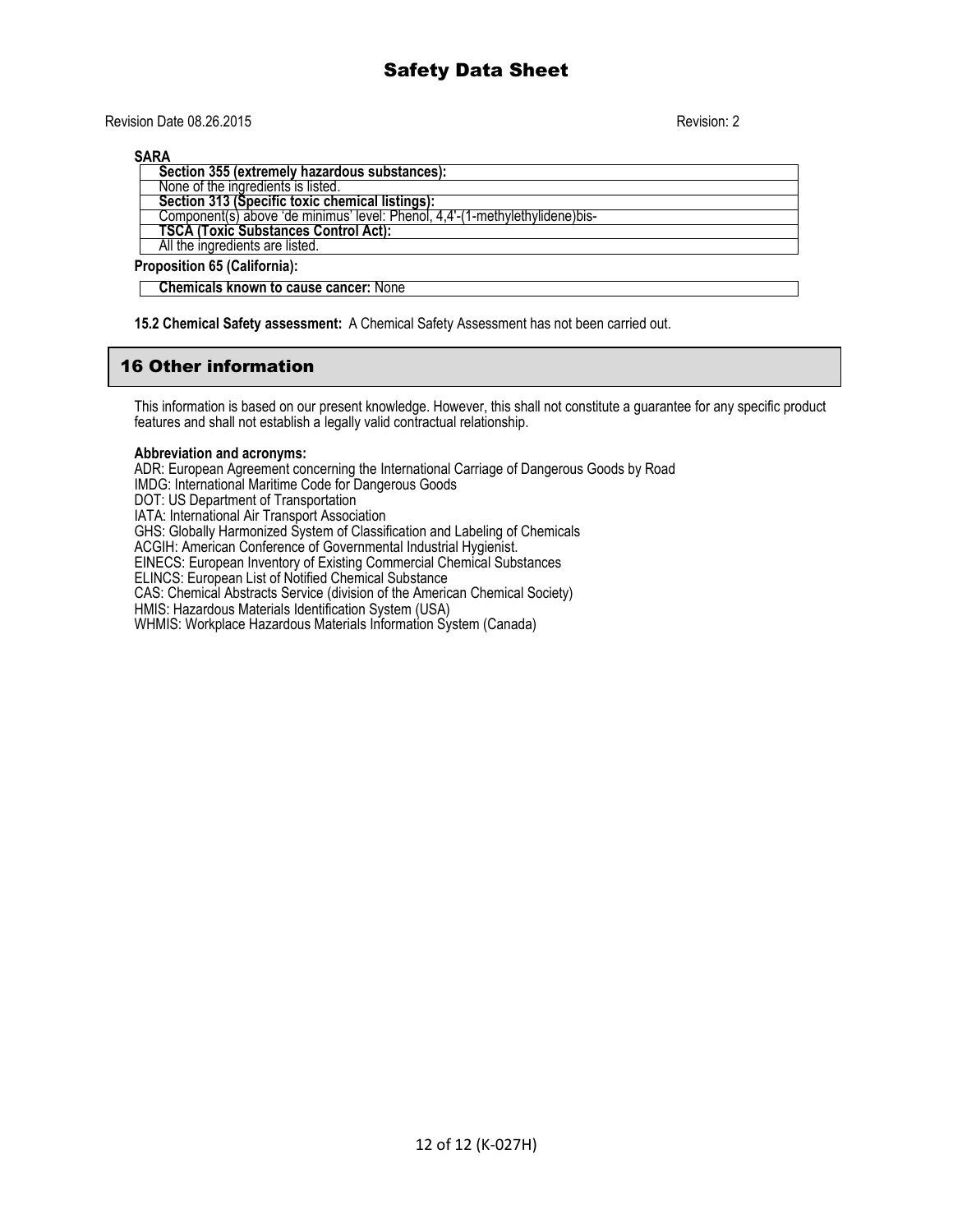**SARA**

| |
|---|
| **Section 355 (extremely hazardous substances):** |
| None of the ingredients is listed. |
| **Section 313 (Specific toxic chemical listings):** |
| Component(s) above 'de minimus' level: Phenol, 4,4'-(1-methylethylidene)bis- |
| **TSCA (Toxic Substances Control Act):** |
| All the ingredients are listed. |

**Proposition 65 (California):**

| |
|---|
| **Chemicals known to cause cancer:** None |

**15.2 Chemical Safety assessment:** A Chemical Safety Assessment has not been carried out.

## 16 Other information

This information is based on our present knowledge. However, this shall not constitute a guarantee for any specific product features and shall not establish a legally valid contractual relationship.

**Abbreviation and acronyms:**
ADR: European Agreement concerning the International Carriage of Dangerous Goods by Road
IMDG: International Maritime Code for Dangerous Goods
DOT: US Department of Transportation
IATA: International Air Transport Association
GHS: Globally Harmonized System of Classification and Labeling of Chemicals
ACGIH: American Conference of Governmental Industrial Hygienist.
EINECS: European Inventory of Existing Commercial Chemical Substances
ELINCS: European List of Notified Chemical Substance
CAS: Chemical Abstracts Service (division of the American Chemical Society)
HMIS: Hazardous Materials Identification System (USA)
WHMIS: Workplace Hazardous Materials Information System (Canada)